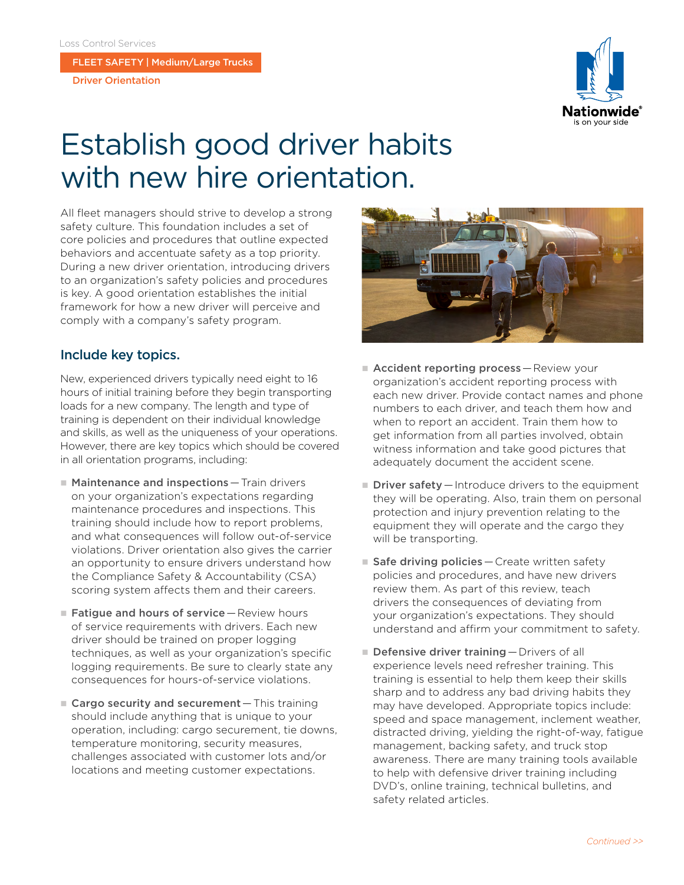Loss Control Services

FLEET SAFETY | Medium/Large Trucks

Driver Orientation

# Establish good driver habits with new hire orientation.

All fleet managers should strive to develop a strong safety culture. This foundation includes a set of core policies and procedures that outline expected behaviors and accentuate safety as a top priority. During a new driver orientation, introducing drivers to an organization's safety policies and procedures is key. A good orientation establishes the initial framework for how a new driver will perceive and comply with a company's safety program.

## Include key topics.

New, experienced drivers typically need eight to 16 hours of initial training before they begin transporting loads for a new company. The length and type of training is dependent on their individual knowledge and skills, as well as the uniqueness of your operations. However, there are key topics which should be covered in all orientation programs, including:

- **Maintenance and inspections** — Train drivers on your organization's expectations regarding maintenance procedures and inspections. This training should include how to report problems, and what consequences will follow out-of-service violations. Driver orientation also gives the carrier an opportunity to ensure drivers understand how the Compliance Safety & Accountability (CSA) scoring system affects them and their careers.
- **Fatigue and hours of service** — Review hours of service requirements with drivers. Each new driver should be trained on proper logging techniques, as well as your organization's specific logging requirements. Be sure to clearly state any consequences for hours-of-service violations.
- **Cargo security and securement** — This training should include anything that is unique to your operation, including: cargo securement, tie downs, temperature monitoring, security measures, challenges associated with customer lots and/or locations and meeting customer expectations.
- **Accident reporting process** — Review your organization's accident reporting process with each new driver. Provide contact names and phone numbers to each driver, and teach them how and when to report an accident. Train them how to get information from all parties involved, obtain witness information and take good pictures that adequately document the accident scene.
- **Driver safety** — Introduce drivers to the equipment they will be operating. Also, train them on personal protection and injury prevention relating to the equipment they will operate and the cargo they will be transporting.
- **Safe driving policies** — Create written safety policies and procedures, and have new drivers review them. As part of this review, teach drivers the consequences of deviating from your organization's expectations. They should understand and affirm your commitment to safety.
- **Defensive driver training** — Drivers of all experience levels need refresher training. This training is essential to help them keep their skills sharp and to address any bad driving habits they may have developed. Appropriate topics include: speed and space management, inclement weather, distracted driving, yielding the right-of-way, fatigue management, backing safety, and truck stop awareness. There are many training tools available to help with defensive driver training including DVD's, online training, technical bulletins, and safety related articles.

*Continued >>*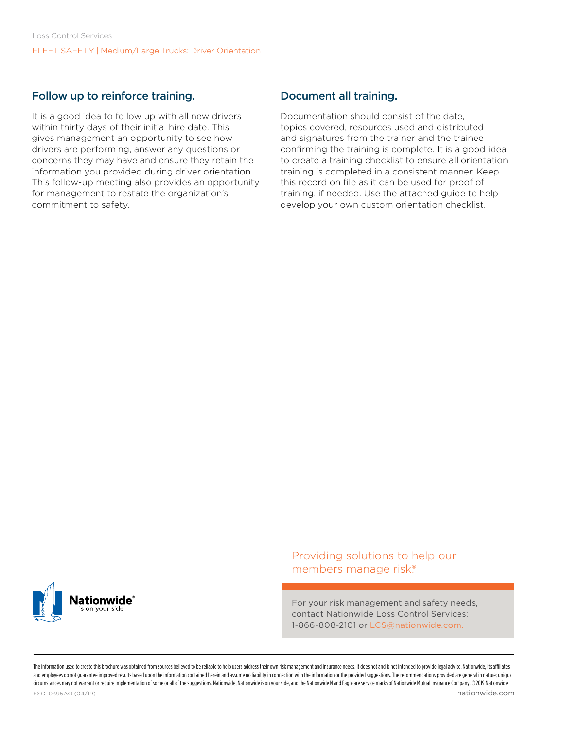## Follow up to reinforce training.

It is a good idea to follow up with all new drivers within thirty days of their initial hire date. This gives management an opportunity to see how drivers are performing, answer any questions or concerns they may have and ensure they retain the information you provided during driver orientation. This follow-up meeting also provides an opportunity for management to restate the organization's commitment to safety.

## Document all training.

Documentation should consist of the date, topics covered, resources used and distributed and signatures from the trainer and the trainee confirming the training is complete. It is a good idea to create a training checklist to ensure all orientation training is completed in a consistent manner. Keep this record on file as it can be used for proof of training, if needed. Use the attached guide to help develop your own custom orientation checklist.

Providing solutions to help our members manage risk®

For your risk management and safety needs, contact Nationwide Loss Control Services: 1-866-808-2101 or LCS@nationwide.com.

The information used to create this brochure was obtained from sources believed to be reliable to help users address their own risk management and insurance needs. It does not and is not intended to provide legal advice. Nationwide, its affiliates and employees do not guarantee improved results based upon the information contained herein and assume no liability in connection with the information or the provided suggestions. The recommendations provided are general in nature; unique circumstances may not warrant or require implementation of some or all of the suggestions. Nationwide, Nationwide is on your side, and the Nationwide N and Eagle are service marks of Nationwide Mutual Insurance Company. © 2019 Nationwide

ESO-0395AO (04/19)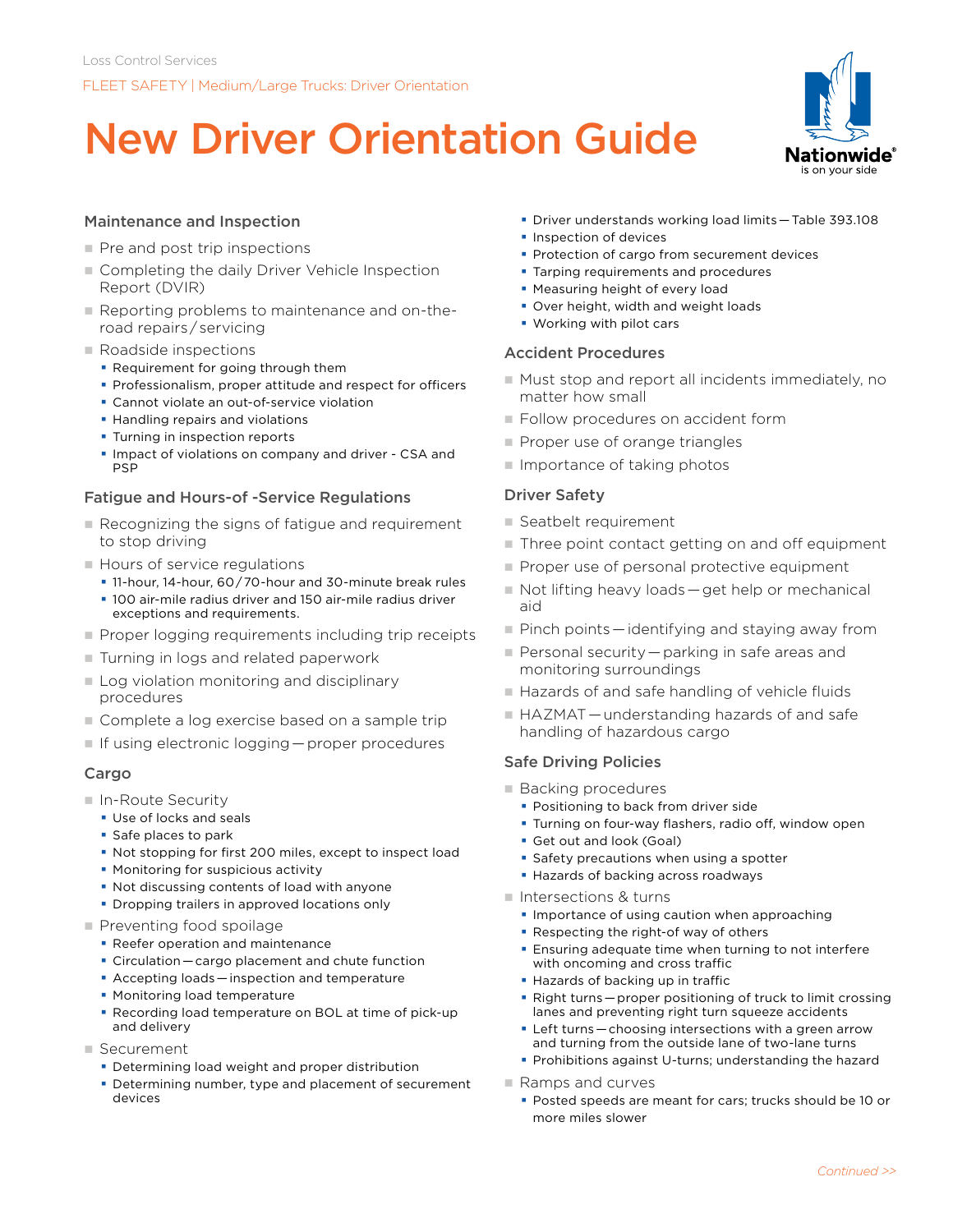Loss Control Services

FLEET SAFETY | Medium/Large Trucks: Driver Orientation

# New Driver Orientation Guide

## Maintenance and Inspection

- Pre and post trip inspections
- Completing the daily Driver Vehicle Inspection Report (DVIR)
- Reporting problems to maintenance and on-the-road repairs / servicing
- Roadside inspections
  - Requirement for going through them
  - Professionalism, proper attitude and respect for officers
  - Cannot violate an out-of-service violation
  - Handling repairs and violations
  - Turning in inspection reports
  - Impact of violations on company and driver - CSA and PSP

## Fatigue and Hours-of -Service Regulations

- Recognizing the signs of fatigue and requirement to stop driving
- Hours of service regulations
  - 11-hour, 14-hour, 60 / 70-hour and 30-minute break rules
  - 100 air-mile radius driver and 150 air-mile radius driver exceptions and requirements.
- Proper logging requirements including trip receipts
- Turning in logs and related paperwork
- Log violation monitoring and disciplinary procedures
- Complete a log exercise based on a sample trip
- If using electronic logging — proper procedures

## Cargo

- In-Route Security
  - Use of locks and seals
  - Safe places to park
  - Not stopping for first 200 miles, except to inspect load
  - Monitoring for suspicious activity
  - Not discussing contents of load with anyone
  - Dropping trailers in approved locations only
- Preventing food spoilage
  - Reefer operation and maintenance
  - Circulation — cargo placement and chute function
  - Accepting loads — inspection and temperature
  - Monitoring load temperature
  - Recording load temperature on BOL at time of pick-up and delivery
- Securement
  - Determining load weight and proper distribution
  - Determining number, type and placement of securement devices
  - Driver understands working load limits — Table 393.108
  - Inspection of devices
  - Protection of cargo from securement devices
  - Tarping requirements and procedures
  - Measuring height of every load
  - Over height, width and weight loads
  - Working with pilot cars

## Accident Procedures

- Must stop and report all incidents immediately, no matter how small
- Follow procedures on accident form
- Proper use of orange triangles
- Importance of taking photos

## Driver Safety

- Seatbelt requirement
- Three point contact getting on and off equipment
- Proper use of personal protective equipment
- Not lifting heavy loads — get help or mechanical aid
- Pinch points — identifying and staying away from
- Personal security — parking in safe areas and monitoring surroundings
- Hazards of and safe handling of vehicle fluids
- HAZMAT — understanding hazards of and safe handling of hazardous cargo

## Safe Driving Policies

- Backing procedures
  - Positioning to back from driver side
  - Turning on four-way flashers, radio off, window open
  - Get out and look (Goal)
  - Safety precautions when using a spotter
  - Hazards of backing across roadways
- Intersections & turns
  - Importance of using caution when approaching
  - Respecting the right-of way of others
  - Ensuring adequate time when turning to not interfere with oncoming and cross traffic
  - Hazards of backing up in traffic
  - Right turns — proper positioning of truck to limit crossing lanes and preventing right turn squeeze accidents
  - Left turns — choosing intersections with a green arrow and turning from the outside lane of two-lane turns
  - Prohibitions against U-turns; understanding the hazard
- Ramps and curves
  - Posted speeds are meant for cars; trucks should be 10 or more miles slower

*Continued >>*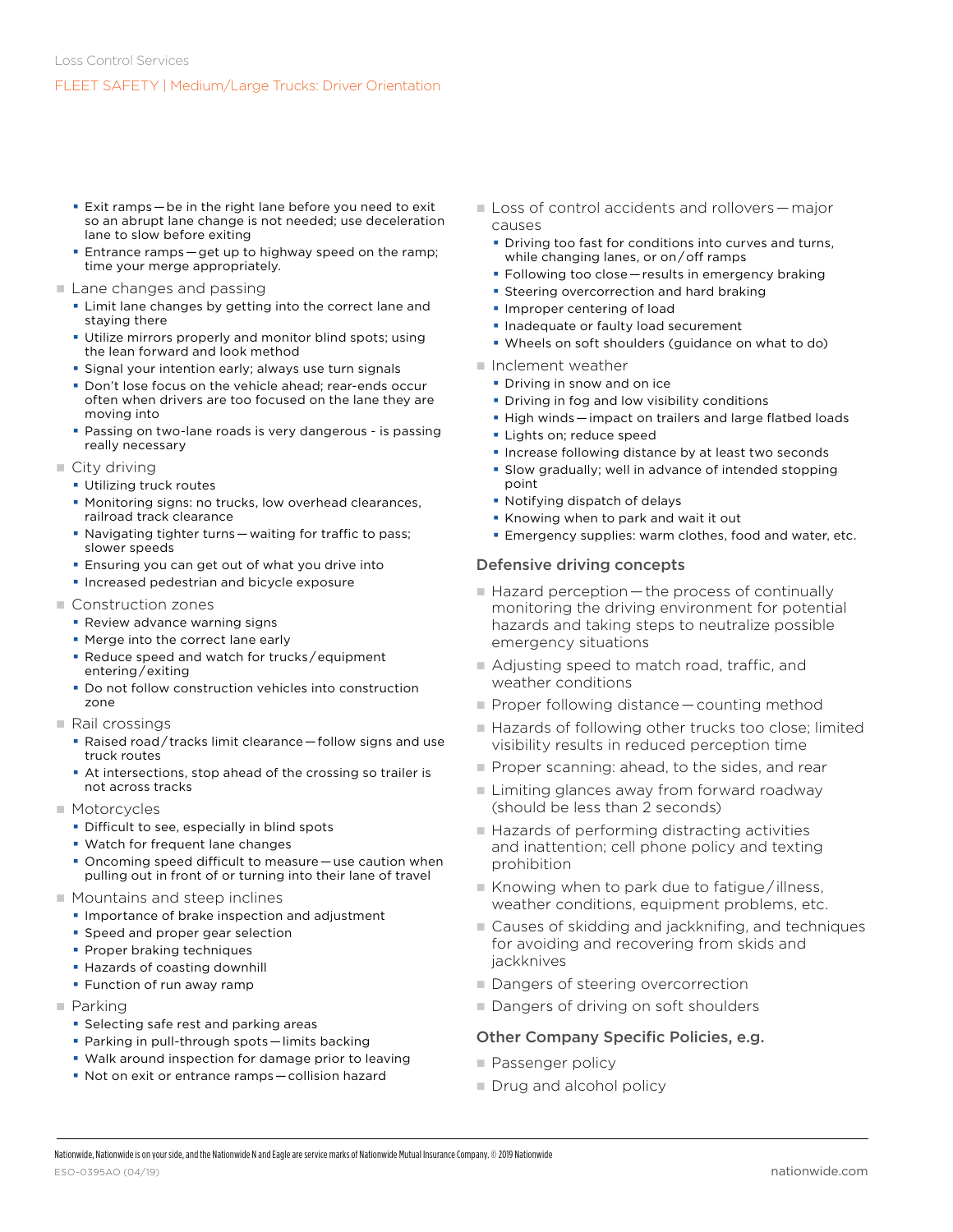- Exit ramps — be in the right lane before you need to exit so an abrupt lane change is not needed; use deceleration lane to slow before exiting
  - Entrance ramps — get up to highway speed on the ramp; time your merge appropriately.
- Lane changes and passing
  - Limit lane changes by getting into the correct lane and staying there
  - Utilize mirrors properly and monitor blind spots; using the lean forward and look method
  - Signal your intention early; always use turn signals
  - Don't lose focus on the vehicle ahead; rear-ends occur often when drivers are too focused on the lane they are moving into
  - Passing on two-lane roads is very dangerous - is passing really necessary
- City driving
  - Utilizing truck routes
  - Monitoring signs: no trucks, low overhead clearances, railroad track clearance
  - Navigating tighter turns — waiting for traffic to pass; slower speeds
  - Ensuring you can get out of what you drive into
  - Increased pedestrian and bicycle exposure
- Construction zones
  - Review advance warning signs
  - Merge into the correct lane early
  - Reduce speed and watch for trucks / equipment entering / exiting
  - Do not follow construction vehicles into construction zone
- Rail crossings
  - Raised road / tracks limit clearance — follow signs and use truck routes
  - At intersections, stop ahead of the crossing so trailer is not across tracks
- Motorcycles
  - Difficult to see, especially in blind spots
  - Watch for frequent lane changes
  - Oncoming speed difficult to measure — use caution when pulling out in front of or turning into their lane of travel
- Mountains and steep inclines
  - Importance of brake inspection and adjustment
  - Speed and proper gear selection
  - Proper braking techniques
  - Hazards of coasting downhill
  - Function of run away ramp
- Parking
  - Selecting safe rest and parking areas
  - Parking in pull-through spots — limits backing
  - Walk around inspection for damage prior to leaving
  - Not on exit or entrance ramps — collision hazard
- Loss of control accidents and rollovers — major causes
  - Driving too fast for conditions into curves and turns, while changing lanes, or on / off ramps
  - Following too close — results in emergency braking
  - Steering overcorrection and hard braking
  - Improper centering of load
  - Inadequate or faulty load securement
  - Wheels on soft shoulders (guidance on what to do)
- Inclement weather
  - Driving in snow and on ice
  - Driving in fog and low visibility conditions
  - High winds — impact on trailers and large flatbed loads
  - Lights on; reduce speed
  - Increase following distance by at least two seconds
  - Slow gradually; well in advance of intended stopping point
  - Notifying dispatch of delays
  - Knowing when to park and wait it out
  - Emergency supplies: warm clothes, food and water, etc.

### Defensive driving concepts

- Hazard perception — the process of continually monitoring the driving environment for potential hazards and taking steps to neutralize possible emergency situations
- Adjusting speed to match road, traffic, and weather conditions
- Proper following distance — counting method
- Hazards of following other trucks too close; limited visibility results in reduced perception time
- Proper scanning: ahead, to the sides, and rear
- Limiting glances away from forward roadway (should be less than 2 seconds)
- Hazards of performing distracting activities and inattention; cell phone policy and texting prohibition
- Knowing when to park due to fatigue / illness, weather conditions, equipment problems, etc.
- Causes of skidding and jackknifing, and techniques for avoiding and recovering from skids and jackknives
- Dangers of steering overcorrection
- Dangers of driving on soft shoulders

### Other Company Specific Policies, e.g.

- Passenger policy
- Drug and alcohol policy

Nationwide, Nationwide is on your side, and the Nationwide N and Eagle are service marks of Nationwide Mutual Insurance Company. © 2019 Nationwide

ESO-0395AO (04/19)